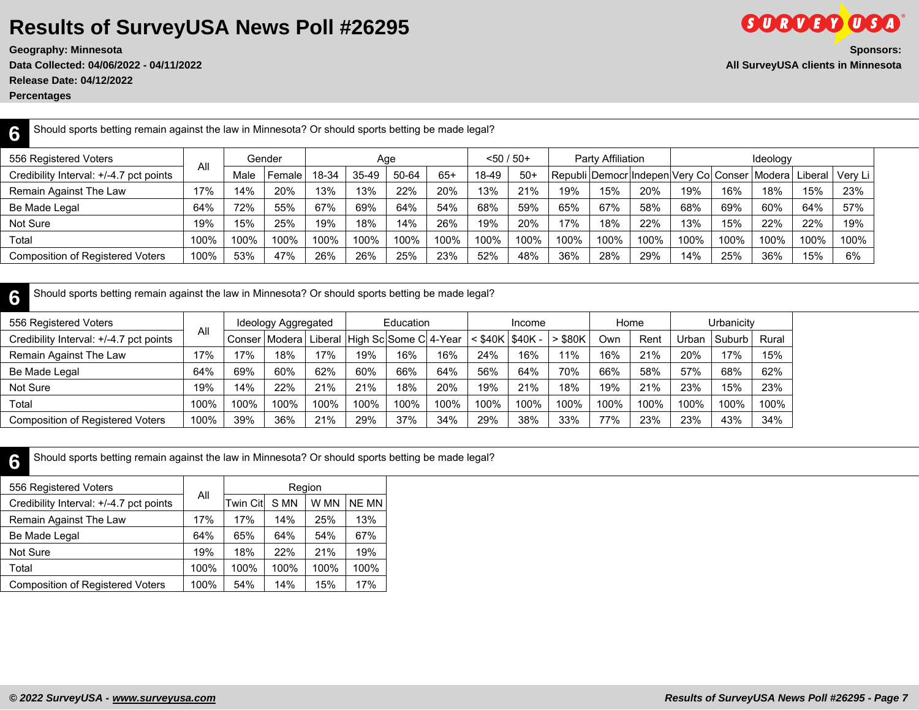# Results of SurveyUSA News Poll #26295

**Geography: Minnesota**
**Data Collected: 04/06/2022 - 04/11/2022**
**Release Date: 04/12/2022**
**Percentages**

**Sponsors:**
**All SurveyUSA clients in Minnesota**

## 6 Should sports betting remain against the law in Minnesota? Or should sports betting be made legal?

| 556 Registered Voters | All | Gender | | Age | | | | <50 / 50+ | | Party Affiliation | | | Ideology | | | | |
|---|---|---|---|---|---|---|---|---|---|---|---|---|---|---|---|---|---|
| Credibility Interval: +/-4.7 pct points | | Male | Female | 18-34 | 35-49 | 50-64 | 65+ | 18-49 | 50+ | Republi | Democr | Indepen | Very Co | Conser | Modera | Liberal | Very Li |
| Remain Against The Law | 17% | 14% | 20% | 13% | 13% | 22% | 20% | 13% | 21% | 19% | 15% | 20% | 19% | 16% | 18% | 15% | 23% |
| Be Made Legal | 64% | 72% | 55% | 67% | 69% | 64% | 54% | 68% | 59% | 65% | 67% | 58% | 68% | 69% | 60% | 64% | 57% |
| Not Sure | 19% | 15% | 25% | 19% | 18% | 14% | 26% | 19% | 20% | 17% | 18% | 22% | 13% | 15% | 22% | 22% | 19% |
| Total | 100% | 100% | 100% | 100% | 100% | 100% | 100% | 100% | 100% | 100% | 100% | 100% | 100% | 100% | 100% | 100% | 100% |
| Composition of Registered Voters | 100% | 53% | 47% | 26% | 26% | 25% | 23% | 52% | 48% | 36% | 28% | 29% | 14% | 25% | 36% | 15% | 6% |

## 6 Should sports betting remain against the law in Minnesota? Or should sports betting be made legal?

| 556 Registered Voters | All | Ideology Aggregated | | | Education | | | Income | | | Home | | Urbanicity | | |
|---|---|---|---|---|---|---|---|---|---|---|---|---|---|---|---|
| Credibility Interval: +/-4.7 pct points | | Conser | Modera | Liberal | High Sc | Some C | 4-Year | < $40K | $40K - | > $80K | Own | Rent | Urban | Suburb | Rural |
| Remain Against The Law | 17% | 17% | 18% | 17% | 19% | 16% | 16% | 24% | 16% | 11% | 16% | 21% | 20% | 17% | 15% |
| Be Made Legal | 64% | 69% | 60% | 62% | 60% | 66% | 64% | 56% | 64% | 70% | 66% | 58% | 57% | 68% | 62% |
| Not Sure | 19% | 14% | 22% | 21% | 21% | 18% | 20% | 19% | 21% | 18% | 19% | 21% | 23% | 15% | 23% |
| Total | 100% | 100% | 100% | 100% | 100% | 100% | 100% | 100% | 100% | 100% | 100% | 100% | 100% | 100% | 100% |
| Composition of Registered Voters | 100% | 39% | 36% | 21% | 29% | 37% | 34% | 29% | 38% | 33% | 77% | 23% | 23% | 43% | 34% |

## 6 Should sports betting remain against the law in Minnesota? Or should sports betting be made legal?

| 556 Registered Voters | All | Region | | | |
|---|---|---|---|---|---|
| Credibility Interval: +/-4.7 pct points | | Twin Cit | S MN | W MN | NE MN |
| Remain Against The Law | 17% | 17% | 14% | 25% | 13% |
| Be Made Legal | 64% | 65% | 64% | 54% | 67% |
| Not Sure | 19% | 18% | 22% | 21% | 19% |
| Total | 100% | 100% | 100% | 100% | 100% |
| Composition of Registered Voters | 100% | 54% | 14% | 15% | 17% |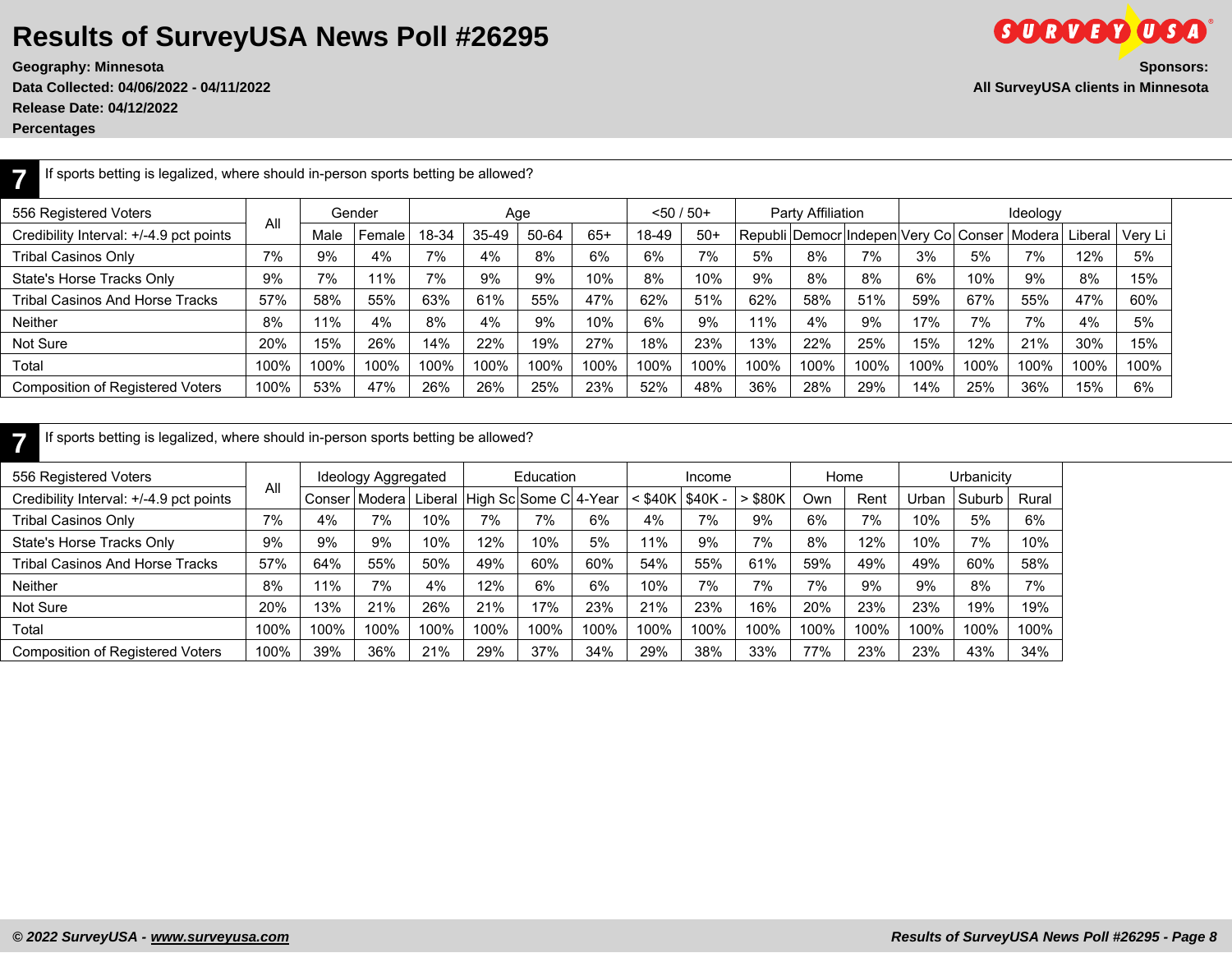# Results of SurveyUSA News Poll #26295

**Geography: Minnesota**
**Data Collected: 04/06/2022 - 04/11/2022**
**Release Date: 04/12/2022**
**Percentages**

**Sponsors:**
**All SurveyUSA clients in Minnesota**

## 7 If sports betting is legalized, where should in-person sports betting be allowed?

| 556 Registered Voters | All | Gender | | Age | | | | <50 / 50+ | | Party Affiliation | | | Ideology | | | | |
|---|---|---|---|---|---|---|---|---|---|---|---|---|---|---|---|---|---|
| Credibility Interval: +/-4.9 pct points | | Male | Female | 18-34 | 35-49 | 50-64 | 65+ | 18-49 | 50+ | Republi | Democr | Indepen | Very Co | Conser | Modera | Liberal | Very Li |
| Tribal Casinos Only | 7% | 9% | 4% | 7% | 4% | 8% | 6% | 6% | 7% | 5% | 8% | 7% | 3% | 5% | 7% | 12% | 5% |
| State's Horse Tracks Only | 9% | 7% | 11% | 7% | 9% | 9% | 10% | 8% | 10% | 9% | 8% | 8% | 6% | 10% | 9% | 8% | 15% |
| Tribal Casinos And Horse Tracks | 57% | 58% | 55% | 63% | 61% | 55% | 47% | 62% | 51% | 62% | 58% | 51% | 59% | 67% | 55% | 47% | 60% |
| Neither | 8% | 11% | 4% | 8% | 4% | 9% | 10% | 6% | 9% | 11% | 4% | 9% | 17% | 7% | 7% | 4% | 5% |
| Not Sure | 20% | 15% | 26% | 14% | 22% | 19% | 27% | 18% | 23% | 13% | 22% | 25% | 15% | 12% | 21% | 30% | 15% |
| Total | 100% | 100% | 100% | 100% | 100% | 100% | 100% | 100% | 100% | 100% | 100% | 100% | 100% | 100% | 100% | 100% | 100% |
| Composition of Registered Voters | 100% | 53% | 47% | 26% | 26% | 25% | 23% | 52% | 48% | 36% | 28% | 29% | 14% | 25% | 36% | 15% | 6% |

## 7 If sports betting is legalized, where should in-person sports betting be allowed?

| 556 Registered Voters | All | Ideology Aggregated | | | Education | | | Income | | | Home | | Urbanicity | | |
|---|---|---|---|---|---|---|---|---|---|---|---|---|---|---|---|
| Credibility Interval: +/-4.9 pct points | | Conser | Modera | Liberal | High Sc | Some C | 4-Year | < $40K | $40K - | > $80K | Own | Rent | Urban | Suburb | Rural |
| Tribal Casinos Only | 7% | 4% | 7% | 10% | 7% | 7% | 6% | 4% | 7% | 9% | 6% | 7% | 10% | 5% | 6% |
| State's Horse Tracks Only | 9% | 9% | 9% | 10% | 12% | 10% | 5% | 11% | 9% | 7% | 8% | 12% | 10% | 7% | 10% |
| Tribal Casinos And Horse Tracks | 57% | 64% | 55% | 50% | 49% | 60% | 60% | 54% | 55% | 61% | 59% | 49% | 49% | 60% | 58% |
| Neither | 8% | 11% | 7% | 4% | 12% | 6% | 6% | 10% | 7% | 7% | 7% | 9% | 9% | 8% | 7% |
| Not Sure | 20% | 13% | 21% | 26% | 21% | 17% | 23% | 21% | 23% | 16% | 20% | 23% | 23% | 19% | 19% |
| Total | 100% | 100% | 100% | 100% | 100% | 100% | 100% | 100% | 100% | 100% | 100% | 100% | 100% | 100% | 100% |
| Composition of Registered Voters | 100% | 39% | 36% | 21% | 29% | 37% | 34% | 29% | 38% | 33% | 77% | 23% | 23% | 43% | 34% |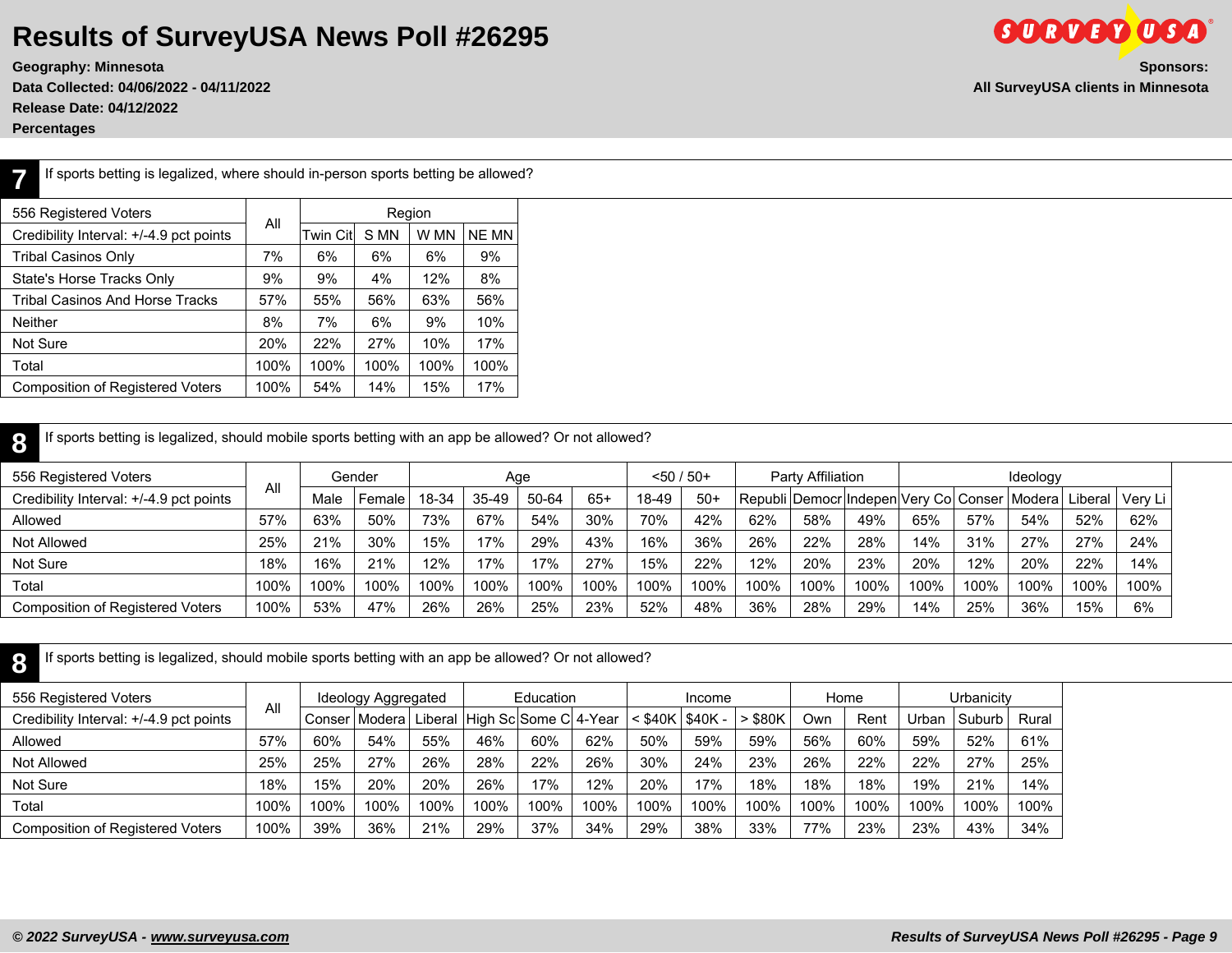# Results of SurveyUSA News Poll #26295

**Geography: Minnesota**
**Data Collected: 04/06/2022 - 04/11/2022**
**Release Date: 04/12/2022**
**Percentages**

**Sponsors:**
**All SurveyUSA clients in Minnesota**

## 7 If sports betting is legalized, where should in-person sports betting be allowed?

| 556 Registered Voters | All | Region | | | |
|---|---|---|---|---|---|
| Credibility Interval: +/-4.9 pct points | | Twin Cit | S MN | W MN | NE MN |
| Tribal Casinos Only | 7% | 6% | 6% | 6% | 9% |
| State's Horse Tracks Only | 9% | 9% | 4% | 12% | 8% |
| Tribal Casinos And Horse Tracks | 57% | 55% | 56% | 63% | 56% |
| Neither | 8% | 7% | 6% | 9% | 10% |
| Not Sure | 20% | 22% | 27% | 10% | 17% |
| Total | 100% | 100% | 100% | 100% | 100% |
| Composition of Registered Voters | 100% | 54% | 14% | 15% | 17% |

## 8 If sports betting is legalized, should mobile sports betting with an app be allowed? Or not allowed?

| 556 Registered Voters | All | Gender | | Age | | | | <50 / 50+ | | Party Affiliation | | | Ideology | | | | |
|---|---|---|---|---|---|---|---|---|---|---|---|---|---|---|---|---|---|
| Credibility Interval: +/-4.9 pct points | | Male | Female | 18-34 | 35-49 | 50-64 | 65+ | 18-49 | 50+ | Republi | Democr | Indepen | Very Co | Conser | Modera | Liberal | Very Li |
| Allowed | 57% | 63% | 50% | 73% | 67% | 54% | 30% | 70% | 42% | 62% | 58% | 49% | 65% | 57% | 54% | 52% | 62% |
| Not Allowed | 25% | 21% | 30% | 15% | 17% | 29% | 43% | 16% | 36% | 26% | 22% | 28% | 14% | 31% | 27% | 27% | 24% |
| Not Sure | 18% | 16% | 21% | 12% | 17% | 17% | 27% | 15% | 22% | 12% | 20% | 23% | 20% | 12% | 20% | 22% | 14% |
| Total | 100% | 100% | 100% | 100% | 100% | 100% | 100% | 100% | 100% | 100% | 100% | 100% | 100% | 100% | 100% | 100% | 100% |
| Composition of Registered Voters | 100% | 53% | 47% | 26% | 26% | 25% | 23% | 52% | 48% | 36% | 28% | 29% | 14% | 25% | 36% | 15% | 6% |

## 8 If sports betting is legalized, should mobile sports betting with an app be allowed? Or not allowed?

| 556 Registered Voters | All | Ideology Aggregated | | | Education | | | Income | | | Home | | Urbanicity | | |
|---|---|---|---|---|---|---|---|---|---|---|---|---|---|---|---|
| Credibility Interval: +/-4.9 pct points | | Conser | Modera | Liberal | High Sc | Some C | 4-Year | < $40K | $40K - | > $80K | Own | Rent | Urban | Suburb | Rural |
| Allowed | 57% | 60% | 54% | 55% | 46% | 60% | 62% | 50% | 59% | 59% | 56% | 60% | 59% | 52% | 61% |
| Not Allowed | 25% | 25% | 27% | 26% | 28% | 22% | 26% | 30% | 24% | 23% | 26% | 22% | 22% | 27% | 25% |
| Not Sure | 18% | 15% | 20% | 20% | 26% | 17% | 12% | 20% | 17% | 18% | 18% | 18% | 19% | 21% | 14% |
| Total | 100% | 100% | 100% | 100% | 100% | 100% | 100% | 100% | 100% | 100% | 100% | 100% | 100% | 100% | 100% |
| Composition of Registered Voters | 100% | 39% | 36% | 21% | 29% | 37% | 34% | 29% | 38% | 33% | 77% | 23% | 23% | 43% | 34% |